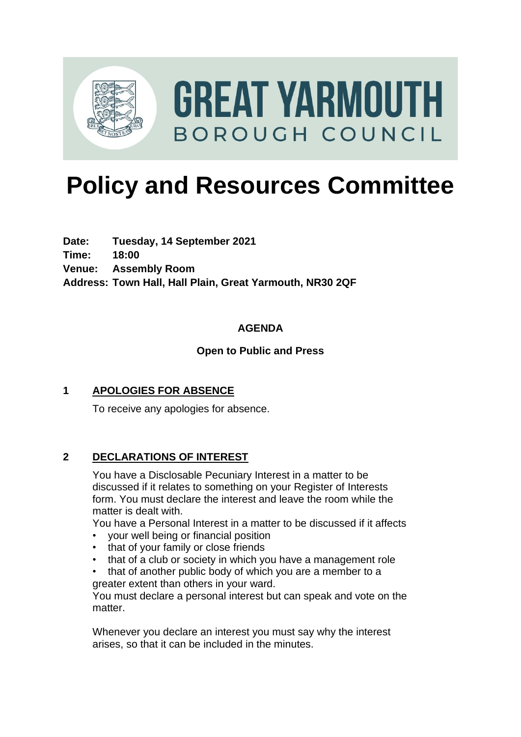GREAT YARMOUTH
BOROUGH COUNCIL

# Policy and Resources Committee

**Date:** **Tuesday, 14 September 2021**
**Time:** **18:00**
**Venue:** **Assembly Room**
**Address: Town Hall, Hall Plain, Great Yarmouth, NR30 2QF**

**AGENDA**

**Open to Public and Press**

## 1 APOLOGIES FOR ABSENCE

To receive any apologies for absence.

## 2 DECLARATIONS OF INTEREST

You have a Disclosable Pecuniary Interest in a matter to be discussed if it relates to something on your Register of Interests form. You must declare the interest and leave the room while the matter is dealt with.
You have a Personal Interest in a matter to be discussed if it affects

- your well being or financial position
- that of your family or close friends
- that of a club or society in which you have a management role
- that of another public body of which you are a member to a greater extent than others in your ward.

You must declare a personal interest but can speak and vote on the matter.

Whenever you declare an interest you must say why the interest arises, so that it can be included in the minutes.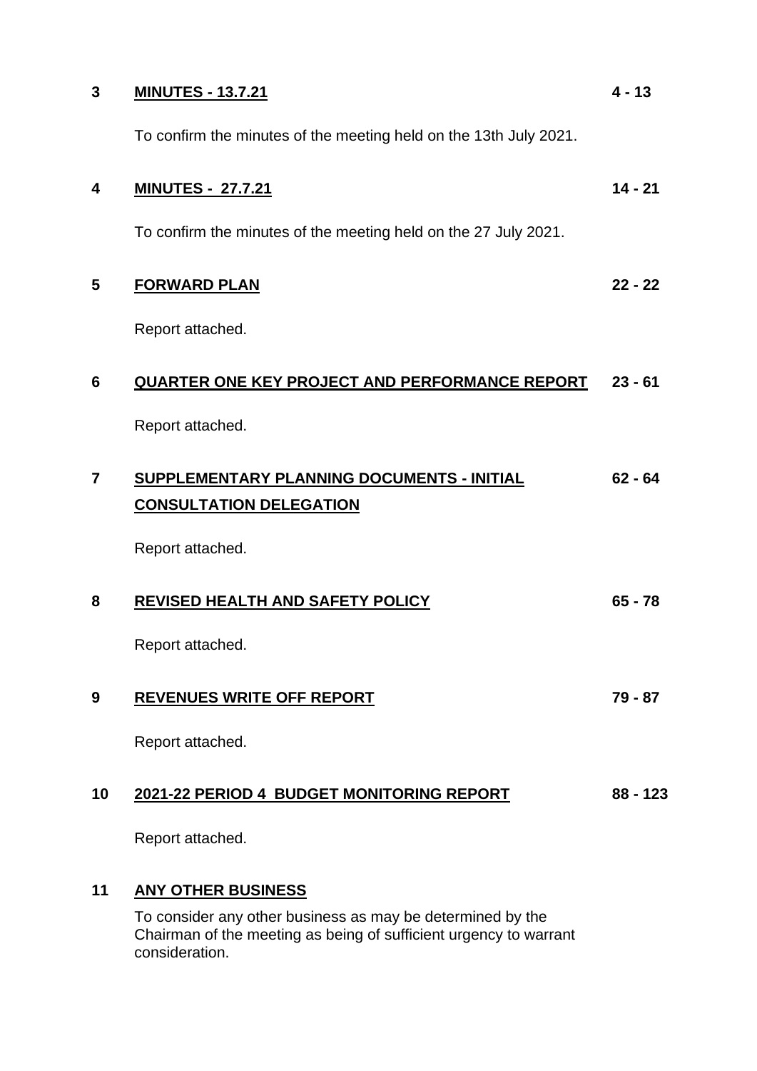**3 MINUTES - 13.7.21** 4 - 13

To confirm the minutes of the meeting held on the 13th July 2021.

**4 MINUTES - 27.7.21** 14 - 21

To confirm the minutes of the meeting held on the 27 July 2021.

**5 FORWARD PLAN** 22 - 22

Report attached.

**6 QUARTER ONE KEY PROJECT AND PERFORMANCE REPORT** 23 - 61

Report attached.

**7 SUPPLEMENTARY PLANNING DOCUMENTS - INITIAL CONSULTATION DELEGATION** 62 - 64

Report attached.

**8 REVISED HEALTH AND SAFETY POLICY** 65 - 78

Report attached.

**9 REVENUES WRITE OFF REPORT** 79 - 87

Report attached.

**10 2021-22 PERIOD 4 BUDGET MONITORING REPORT** 88 - 123

Report attached.

**11 ANY OTHER BUSINESS**

To consider any other business as may be determined by the Chairman of the meeting as being of sufficient urgency to warrant consideration.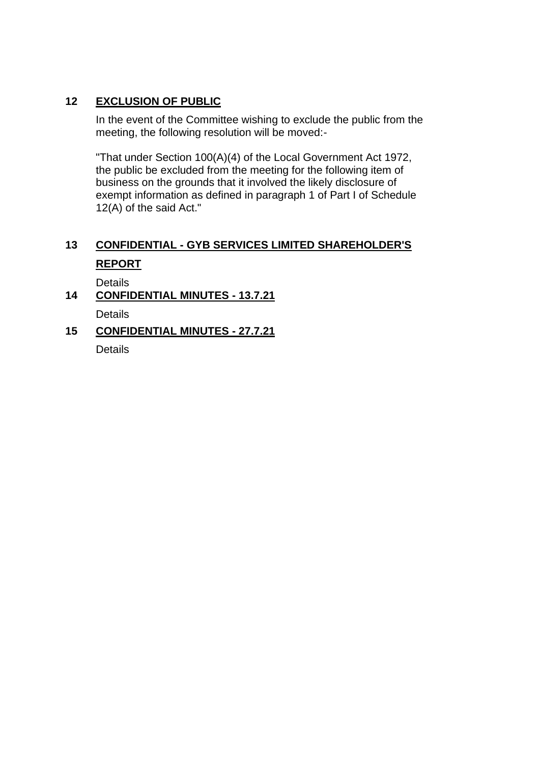## 12 EXCLUSION OF PUBLIC

In the event of the Committee wishing to exclude the public from the meeting, the following resolution will be moved:-

"That under Section 100(A)(4) of the Local Government Act 1972, the public be excluded from the meeting for the following item of business on the grounds that it involved the likely disclosure of exempt information as defined in paragraph 1 of Part I of Schedule 12(A) of the said Act."

## 13 CONFIDENTIAL - GYB SERVICES LIMITED SHAREHOLDER'S REPORT

Details

## 14 CONFIDENTIAL MINUTES - 13.7.21

Details

## 15 CONFIDENTIAL MINUTES - 27.7.21

Details